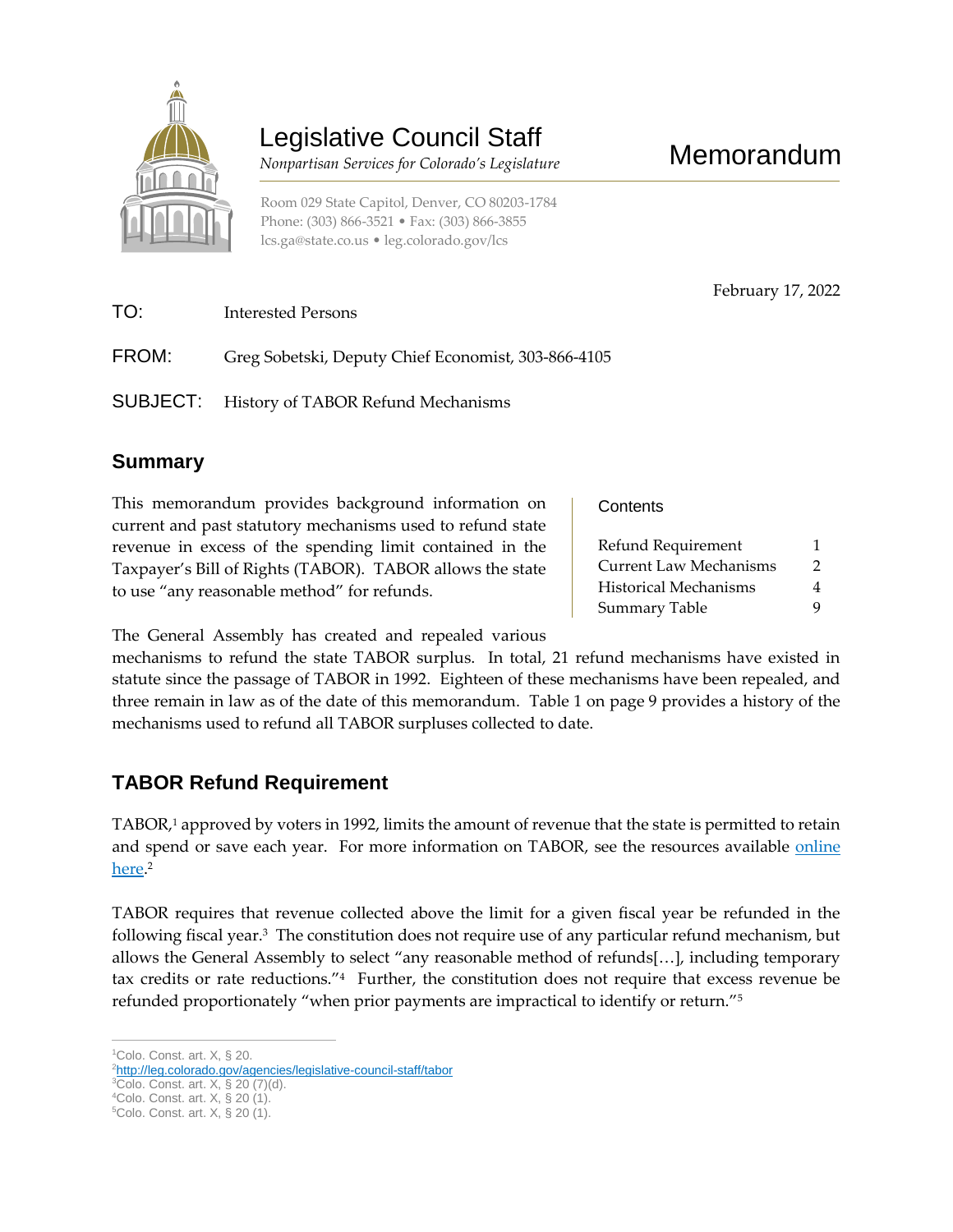# Legislative Council Staff

*Nonpartisan Services for Colorado's Legislature*

# Memorandum

Room 029 State Capitol, Denver, CO 80203-1784
Phone: (303) 866-3521 • Fax: (303) 866-3855
lcs.ga@state.co.us • leg.colorado.gov/lcs

February 17, 2022

TO: Interested Persons

FROM: Greg Sobetski, Deputy Chief Economist, 303-866-4105

SUBJECT: History of TABOR Refund Mechanisms

## Summary

This memorandum provides background information on current and past statutory mechanisms used to refund state revenue in excess of the spending limit contained in the Taxpayer's Bill of Rights (TABOR). TABOR allows the state to use "any reasonable method" for refunds.

| Contents | |
|---|---|
| Refund Requirement | 1 |
| Current Law Mechanisms | 2 |
| Historical Mechanisms | 4 |
| Summary Table | 9 |

The General Assembly has created and repealed various mechanisms to refund the state TABOR surplus. In total, 21 refund mechanisms have existed in statute since the passage of TABOR in 1992. Eighteen of these mechanisms have been repealed, and three remain in law as of the date of this memorandum. Table 1 on page 9 provides a history of the mechanisms used to refund all TABOR surpluses collected to date.

## TABOR Refund Requirement

TABOR,[1] approved by voters in 1992, limits the amount of revenue that the state is permitted to retain and spend or save each year. For more information on TABOR, see the resources available [online here](http://leg.colorado.gov/agencies/legislative-council-staff/tabor).[2]

TABOR requires that revenue collected above the limit for a given fiscal year be refunded in the following fiscal year.[3] The constitution does not require use of any particular refund mechanism, but allows the General Assembly to select "any reasonable method of refunds[…], including temporary tax credits or rate reductions."[4] Further, the constitution does not require that excess revenue be refunded proportionately "when prior payments are impractical to identify or return."[5]

---

[1]Colo. Const. art. X, § 20.
[2]http://leg.colorado.gov/agencies/legislative-council-staff/tabor
[3]Colo. Const. art. X, § 20 (7)(d).
[4]Colo. Const. art. X, § 20 (1).
[5]Colo. Const. art. X, § 20 (1).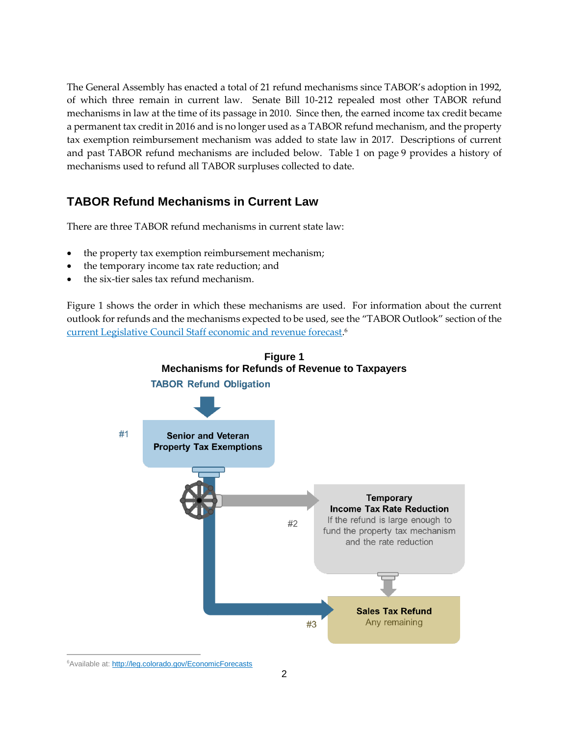The General Assembly has enacted a total of 21 refund mechanisms since TABOR's adoption in 1992, of which three remain in current law. Senate Bill 10-212 repealed most other TABOR refund mechanisms in law at the time of its passage in 2010. Since then, the earned income tax credit became a permanent tax credit in 2016 and is no longer used as a TABOR refund mechanism, and the property tax exemption reimbursement mechanism was added to state law in 2017. Descriptions of current and past TABOR refund mechanisms are included below. Table 1 on page 9 provides a history of mechanisms used to refund all TABOR surpluses collected to date.

## TABOR Refund Mechanisms in Current Law

There are three TABOR refund mechanisms in current state law:

- the property tax exemption reimbursement mechanism;
- the temporary income tax rate reduction; and
- the six-tier sales tax refund mechanism.

Figure 1 shows the order in which these mechanisms are used. For information about the current outlook for refunds and the mechanisms expected to be used, see the "TABOR Outlook" section of the current Legislative Council Staff economic and revenue forecast.[6]

**Figure 1**
**Mechanisms for Refunds of Revenue to Taxpayers**

TABOR Refund Obligation

#1 **Senior and Veteran Property Tax Exemptions**

#2 **Temporary Income Tax Rate Reduction** If the refund is large enough to fund the property tax mechanism and the rate reduction

#3 **Sales Tax Refund** Any remaining

[6]Available at: http://leg.colorado.gov/EconomicForecasts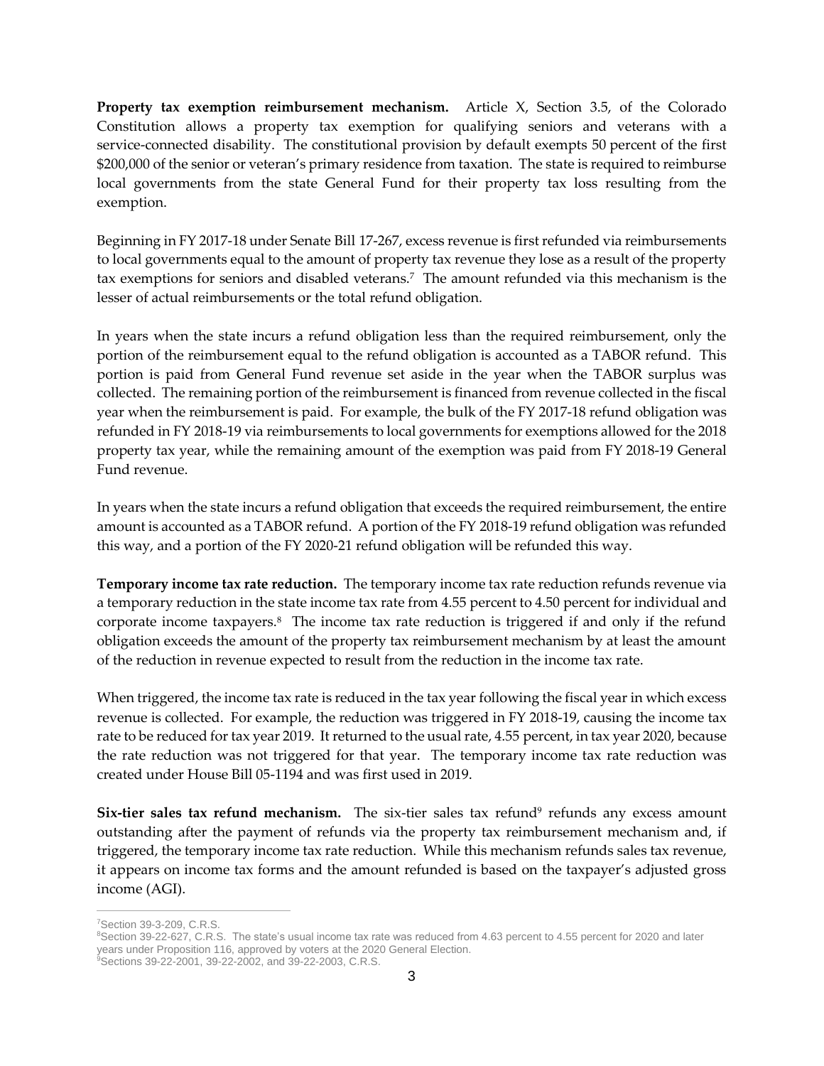**Property tax exemption reimbursement mechanism.** Article X, Section 3.5, of the Colorado Constitution allows a property tax exemption for qualifying seniors and veterans with a service-connected disability. The constitutional provision by default exempts 50 percent of the first $200,000 of the senior or veteran's primary residence from taxation. The state is required to reimburse local governments from the state General Fund for their property tax loss resulting from the exemption.

Beginning in FY 2017-18 under Senate Bill 17-267, excess revenue is first refunded via reimbursements to local governments equal to the amount of property tax revenue they lose as a result of the property tax exemptions for seniors and disabled veterans.[7] The amount refunded via this mechanism is the lesser of actual reimbursements or the total refund obligation.

In years when the state incurs a refund obligation less than the required reimbursement, only the portion of the reimbursement equal to the refund obligation is accounted as a TABOR refund. This portion is paid from General Fund revenue set aside in the year when the TABOR surplus was collected. The remaining portion of the reimbursement is financed from revenue collected in the fiscal year when the reimbursement is paid. For example, the bulk of the FY 2017-18 refund obligation was refunded in FY 2018-19 via reimbursements to local governments for exemptions allowed for the 2018 property tax year, while the remaining amount of the exemption was paid from FY 2018-19 General Fund revenue.

In years when the state incurs a refund obligation that exceeds the required reimbursement, the entire amount is accounted as a TABOR refund. A portion of the FY 2018-19 refund obligation was refunded this way, and a portion of the FY 2020-21 refund obligation will be refunded this way.

**Temporary income tax rate reduction.** The temporary income tax rate reduction refunds revenue via a temporary reduction in the state income tax rate from 4.55 percent to 4.50 percent for individual and corporate income taxpayers.[8] The income tax rate reduction is triggered if and only if the refund obligation exceeds the amount of the property tax reimbursement mechanism by at least the amount of the reduction in revenue expected to result from the reduction in the income tax rate.

When triggered, the income tax rate is reduced in the tax year following the fiscal year in which excess revenue is collected. For example, the reduction was triggered in FY 2018-19, causing the income tax rate to be reduced for tax year 2019. It returned to the usual rate, 4.55 percent, in tax year 2020, because the rate reduction was not triggered for that year. The temporary income tax rate reduction was created under House Bill 05-1194 and was first used in 2019.

**Six-tier sales tax refund mechanism.** The six-tier sales tax refund[9] refunds any excess amount outstanding after the payment of refunds via the property tax reimbursement mechanism and, if triggered, the temporary income tax rate reduction. While this mechanism refunds sales tax revenue, it appears on income tax forms and the amount refunded is based on the taxpayer's adjusted gross income (AGI).

---

[7] Section 39-3-209, C.R.S.

[8] Section 39-22-627, C.R.S. The state's usual income tax rate was reduced from 4.63 percent to 4.55 percent for 2020 and later years under Proposition 116, approved by voters at the 2020 General Election.

[9] Sections 39-22-2001, 39-22-2002, and 39-22-2003, C.R.S.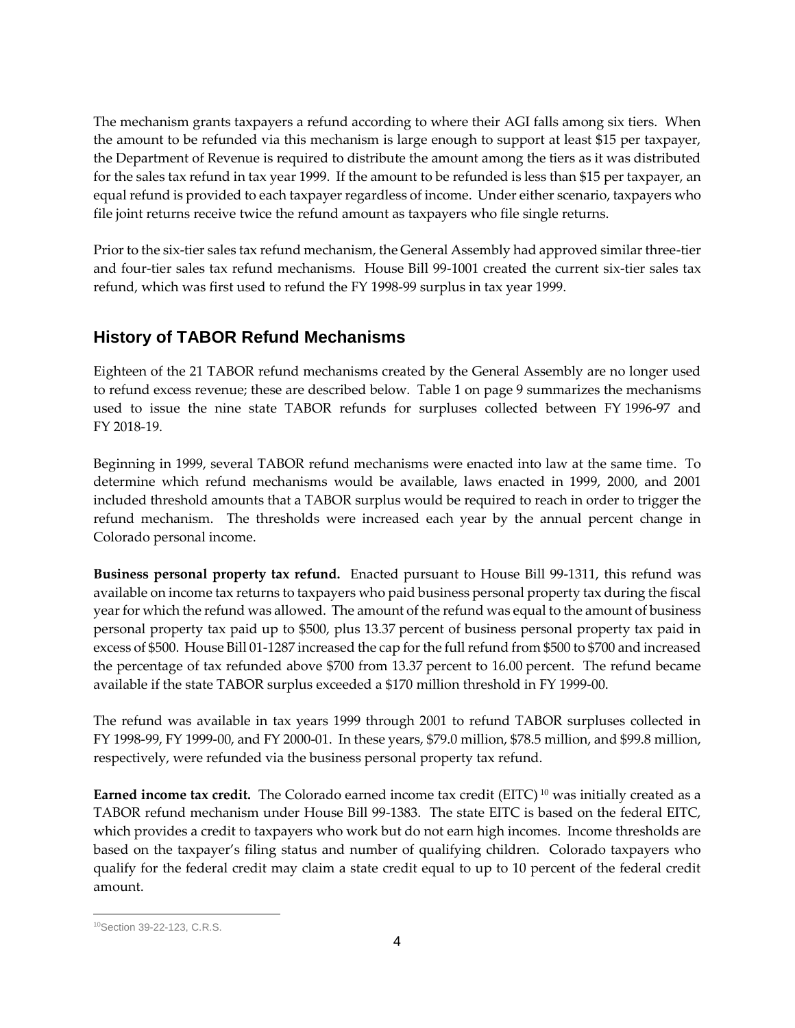The mechanism grants taxpayers a refund according to where their AGI falls among six tiers. When the amount to be refunded via this mechanism is large enough to support at least $15 per taxpayer, the Department of Revenue is required to distribute the amount among the tiers as it was distributed for the sales tax refund in tax year 1999. If the amount to be refunded is less than $15 per taxpayer, an equal refund is provided to each taxpayer regardless of income. Under either scenario, taxpayers who file joint returns receive twice the refund amount as taxpayers who file single returns.

Prior to the six-tier sales tax refund mechanism, the General Assembly had approved similar three-tier and four-tier sales tax refund mechanisms. House Bill 99-1001 created the current six-tier sales tax refund, which was first used to refund the FY 1998-99 surplus in tax year 1999.

## History of TABOR Refund Mechanisms

Eighteen of the 21 TABOR refund mechanisms created by the General Assembly are no longer used to refund excess revenue; these are described below. Table 1 on page 9 summarizes the mechanisms used to issue the nine state TABOR refunds for surpluses collected between FY 1996-97 and FY 2018-19.

Beginning in 1999, several TABOR refund mechanisms were enacted into law at the same time. To determine which refund mechanisms would be available, laws enacted in 1999, 2000, and 2001 included threshold amounts that a TABOR surplus would be required to reach in order to trigger the refund mechanism. The thresholds were increased each year by the annual percent change in Colorado personal income.

**Business personal property tax refund.** Enacted pursuant to House Bill 99-1311, this refund was available on income tax returns to taxpayers who paid business personal property tax during the fiscal year for which the refund was allowed. The amount of the refund was equal to the amount of business personal property tax paid up to $500, plus 13.37 percent of business personal property tax paid in excess of $500. House Bill 01-1287 increased the cap for the full refund from $500 to $700 and increased the percentage of tax refunded above $700 from 13.37 percent to 16.00 percent. The refund became available if the state TABOR surplus exceeded a $170 million threshold in FY 1999-00.

The refund was available in tax years 1999 through 2001 to refund TABOR surpluses collected in FY 1998-99, FY 1999-00, and FY 2000-01. In these years, $79.0 million, $78.5 million, and $99.8 million, respectively, were refunded via the business personal property tax refund.

**Earned income tax credit.** The Colorado earned income tax credit (EITC)[10] was initially created as a TABOR refund mechanism under House Bill 99-1383. The state EITC is based on the federal EITC, which provides a credit to taxpayers who work but do not earn high incomes. Income thresholds are based on the taxpayer's filing status and number of qualifying children. Colorado taxpayers who qualify for the federal credit may claim a state credit equal to up to 10 percent of the federal credit amount.

[10]Section 39-22-123, C.R.S.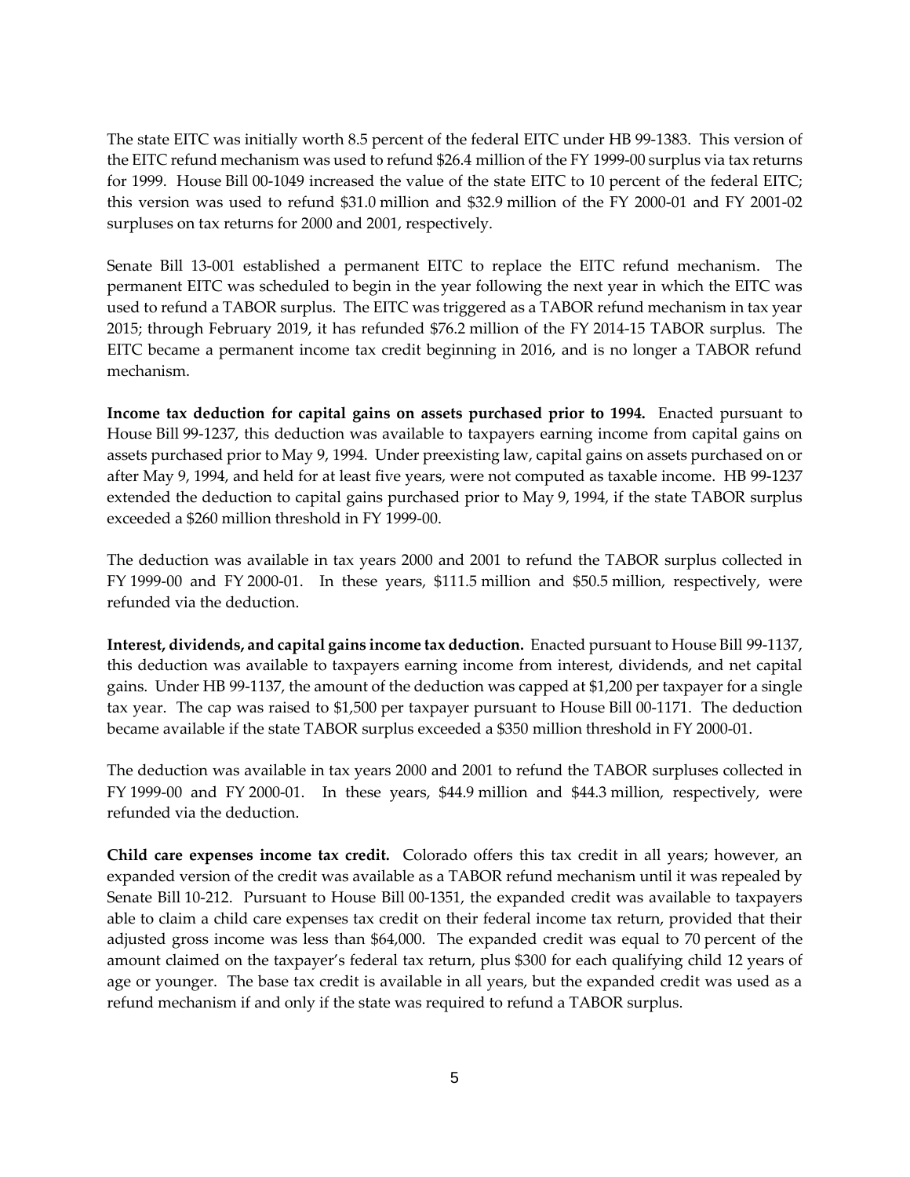The state EITC was initially worth 8.5 percent of the federal EITC under HB 99-1383. This version of the EITC refund mechanism was used to refund $26.4 million of the FY 1999-00 surplus via tax returns for 1999. House Bill 00-1049 increased the value of the state EITC to 10 percent of the federal EITC; this version was used to refund $31.0 million and $32.9 million of the FY 2000-01 and FY 2001-02 surpluses on tax returns for 2000 and 2001, respectively.

Senate Bill 13-001 established a permanent EITC to replace the EITC refund mechanism. The permanent EITC was scheduled to begin in the year following the next year in which the EITC was used to refund a TABOR surplus. The EITC was triggered as a TABOR refund mechanism in tax year 2015; through February 2019, it has refunded $76.2 million of the FY 2014-15 TABOR surplus. The EITC became a permanent income tax credit beginning in 2016, and is no longer a TABOR refund mechanism.

**Income tax deduction for capital gains on assets purchased prior to 1994.** Enacted pursuant to House Bill 99-1237, this deduction was available to taxpayers earning income from capital gains on assets purchased prior to May 9, 1994. Under preexisting law, capital gains on assets purchased on or after May 9, 1994, and held for at least five years, were not computed as taxable income. HB 99-1237 extended the deduction to capital gains purchased prior to May 9, 1994, if the state TABOR surplus exceeded a $260 million threshold in FY 1999-00.

The deduction was available in tax years 2000 and 2001 to refund the TABOR surplus collected in FY 1999-00 and FY 2000-01. In these years, $111.5 million and $50.5 million, respectively, were refunded via the deduction.

**Interest, dividends, and capital gains income tax deduction.** Enacted pursuant to House Bill 99-1137, this deduction was available to taxpayers earning income from interest, dividends, and net capital gains. Under HB 99-1137, the amount of the deduction was capped at $1,200 per taxpayer for a single tax year. The cap was raised to $1,500 per taxpayer pursuant to House Bill 00-1171. The deduction became available if the state TABOR surplus exceeded a $350 million threshold in FY 2000-01.

The deduction was available in tax years 2000 and 2001 to refund the TABOR surpluses collected in FY 1999-00 and FY 2000-01. In these years, $44.9 million and $44.3 million, respectively, were refunded via the deduction.

**Child care expenses income tax credit.** Colorado offers this tax credit in all years; however, an expanded version of the credit was available as a TABOR refund mechanism until it was repealed by Senate Bill 10-212. Pursuant to House Bill 00-1351, the expanded credit was available to taxpayers able to claim a child care expenses tax credit on their federal income tax return, provided that their adjusted gross income was less than $64,000. The expanded credit was equal to 70 percent of the amount claimed on the taxpayer's federal tax return, plus $300 for each qualifying child 12 years of age or younger. The base tax credit is available in all years, but the expanded credit was used as a refund mechanism if and only if the state was required to refund a TABOR surplus.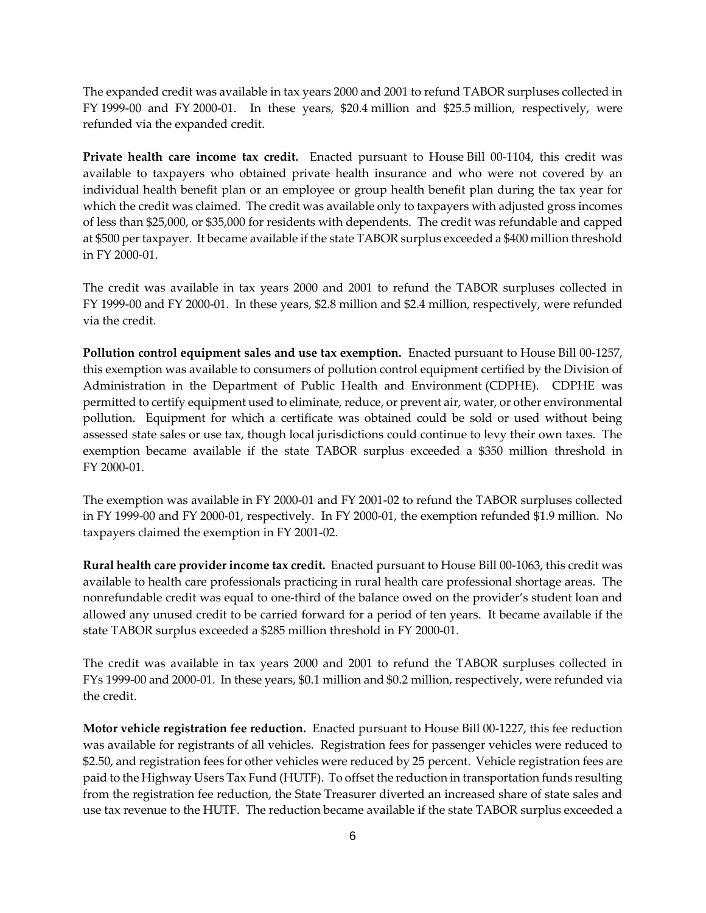The expanded credit was available in tax years 2000 and 2001 to refund TABOR surpluses collected in FY 1999-00 and FY 2000-01. In these years, $20.4 million and $25.5 million, respectively, were refunded via the expanded credit.

**Private health care income tax credit.** Enacted pursuant to House Bill 00-1104, this credit was available to taxpayers who obtained private health insurance and who were not covered by an individual health benefit plan or an employee or group health benefit plan during the tax year for which the credit was claimed. The credit was available only to taxpayers with adjusted gross incomes of less than $25,000, or $35,000 for residents with dependents. The credit was refundable and capped at $500 per taxpayer. It became available if the state TABOR surplus exceeded a $400 million threshold in FY 2000-01.

The credit was available in tax years 2000 and 2001 to refund the TABOR surpluses collected in FY 1999-00 and FY 2000-01. In these years, $2.8 million and $2.4 million, respectively, were refunded via the credit.

**Pollution control equipment sales and use tax exemption.** Enacted pursuant to House Bill 00-1257, this exemption was available to consumers of pollution control equipment certified by the Division of Administration in the Department of Public Health and Environment (CDPHE). CDPHE was permitted to certify equipment used to eliminate, reduce, or prevent air, water, or other environmental pollution. Equipment for which a certificate was obtained could be sold or used without being assessed state sales or use tax, though local jurisdictions could continue to levy their own taxes. The exemption became available if the state TABOR surplus exceeded a $350 million threshold in FY 2000-01.

The exemption was available in FY 2000-01 and FY 2001-02 to refund the TABOR surpluses collected in FY 1999-00 and FY 2000-01, respectively. In FY 2000-01, the exemption refunded $1.9 million. No taxpayers claimed the exemption in FY 2001-02.

**Rural health care provider income tax credit.** Enacted pursuant to House Bill 00-1063, this credit was available to health care professionals practicing in rural health care professional shortage areas. The nonrefundable credit was equal to one-third of the balance owed on the provider's student loan and allowed any unused credit to be carried forward for a period of ten years. It became available if the state TABOR surplus exceeded a $285 million threshold in FY 2000-01.

The credit was available in tax years 2000 and 2001 to refund the TABOR surpluses collected in FYs 1999-00 and 2000-01. In these years, $0.1 million and $0.2 million, respectively, were refunded via the credit.

**Motor vehicle registration fee reduction.** Enacted pursuant to House Bill 00-1227, this fee reduction was available for registrants of all vehicles. Registration fees for passenger vehicles were reduced to $2.50, and registration fees for other vehicles were reduced by 25 percent. Vehicle registration fees are paid to the Highway Users Tax Fund (HUTF). To offset the reduction in transportation funds resulting from the registration fee reduction, the State Treasurer diverted an increased share of state sales and use tax revenue to the HUTF. The reduction became available if the state TABOR surplus exceeded a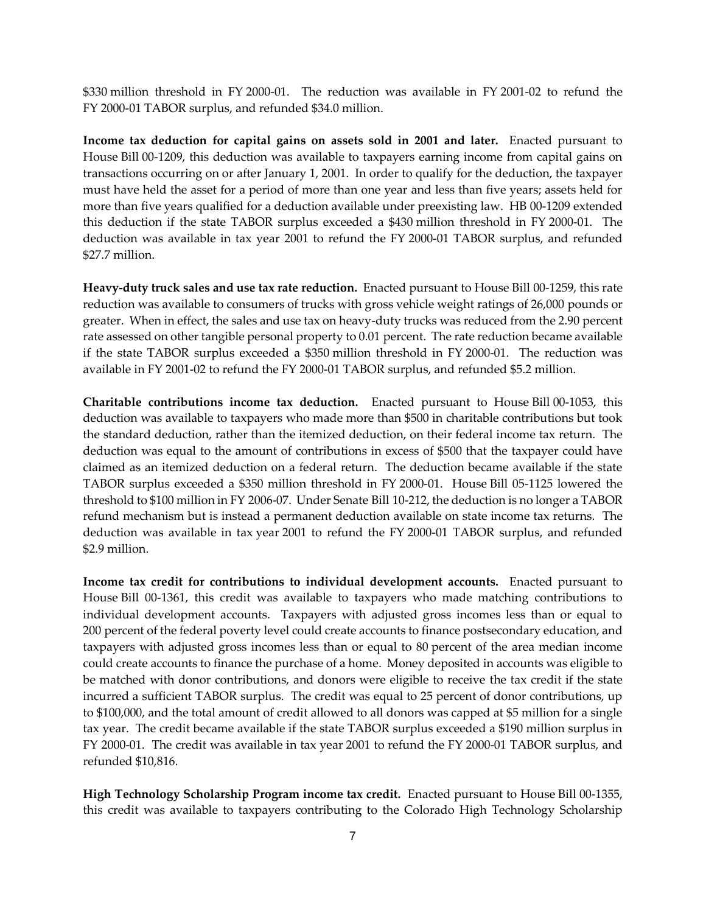$330 million threshold in FY 2000-01. The reduction was available in FY 2001-02 to refund the FY 2000-01 TABOR surplus, and refunded $34.0 million.

**Income tax deduction for capital gains on assets sold in 2001 and later.** Enacted pursuant to House Bill 00-1209, this deduction was available to taxpayers earning income from capital gains on transactions occurring on or after January 1, 2001. In order to qualify for the deduction, the taxpayer must have held the asset for a period of more than one year and less than five years; assets held for more than five years qualified for a deduction available under preexisting law. HB 00-1209 extended this deduction if the state TABOR surplus exceeded a $430 million threshold in FY 2000-01. The deduction was available in tax year 2001 to refund the FY 2000-01 TABOR surplus, and refunded $27.7 million.

**Heavy-duty truck sales and use tax rate reduction.** Enacted pursuant to House Bill 00-1259, this rate reduction was available to consumers of trucks with gross vehicle weight ratings of 26,000 pounds or greater. When in effect, the sales and use tax on heavy-duty trucks was reduced from the 2.90 percent rate assessed on other tangible personal property to 0.01 percent. The rate reduction became available if the state TABOR surplus exceeded a $350 million threshold in FY 2000-01. The reduction was available in FY 2001-02 to refund the FY 2000-01 TABOR surplus, and refunded $5.2 million.

**Charitable contributions income tax deduction.** Enacted pursuant to House Bill 00-1053, this deduction was available to taxpayers who made more than $500 in charitable contributions but took the standard deduction, rather than the itemized deduction, on their federal income tax return. The deduction was equal to the amount of contributions in excess of $500 that the taxpayer could have claimed as an itemized deduction on a federal return. The deduction became available if the state TABOR surplus exceeded a $350 million threshold in FY 2000-01. House Bill 05-1125 lowered the threshold to $100 million in FY 2006-07. Under Senate Bill 10-212, the deduction is no longer a TABOR refund mechanism but is instead a permanent deduction available on state income tax returns. The deduction was available in tax year 2001 to refund the FY 2000-01 TABOR surplus, and refunded $2.9 million.

**Income tax credit for contributions to individual development accounts.** Enacted pursuant to House Bill 00-1361, this credit was available to taxpayers who made matching contributions to individual development accounts. Taxpayers with adjusted gross incomes less than or equal to 200 percent of the federal poverty level could create accounts to finance postsecondary education, and taxpayers with adjusted gross incomes less than or equal to 80 percent of the area median income could create accounts to finance the purchase of a home. Money deposited in accounts was eligible to be matched with donor contributions, and donors were eligible to receive the tax credit if the state incurred a sufficient TABOR surplus. The credit was equal to 25 percent of donor contributions, up to $100,000, and the total amount of credit allowed to all donors was capped at $5 million for a single tax year. The credit became available if the state TABOR surplus exceeded a $190 million surplus in FY 2000-01. The credit was available in tax year 2001 to refund the FY 2000-01 TABOR surplus, and refunded $10,816.

**High Technology Scholarship Program income tax credit.** Enacted pursuant to House Bill 00-1355, this credit was available to taxpayers contributing to the Colorado High Technology Scholarship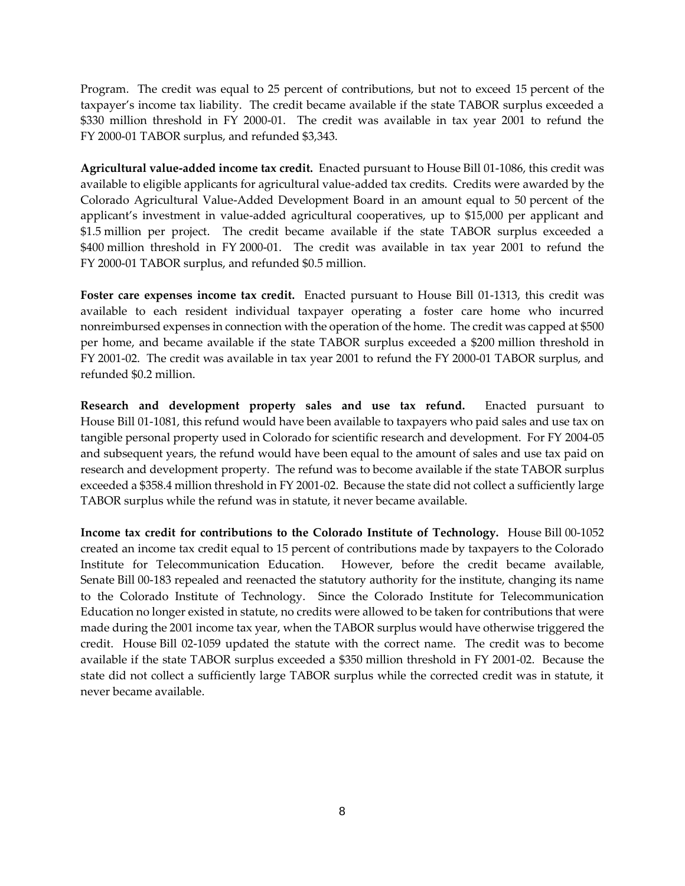Program. The credit was equal to 25 percent of contributions, but not to exceed 15 percent of the taxpayer's income tax liability. The credit became available if the state TABOR surplus exceeded a $330 million threshold in FY 2000-01. The credit was available in tax year 2001 to refund the FY 2000-01 TABOR surplus, and refunded $3,343.

**Agricultural value-added income tax credit.** Enacted pursuant to House Bill 01-1086, this credit was available to eligible applicants for agricultural value-added tax credits. Credits were awarded by the Colorado Agricultural Value-Added Development Board in an amount equal to 50 percent of the applicant's investment in value-added agricultural cooperatives, up to $15,000 per applicant and $1.5 million per project. The credit became available if the state TABOR surplus exceeded a $400 million threshold in FY 2000-01. The credit was available in tax year 2001 to refund the FY 2000-01 TABOR surplus, and refunded $0.5 million.

**Foster care expenses income tax credit.** Enacted pursuant to House Bill 01-1313, this credit was available to each resident individual taxpayer operating a foster care home who incurred nonreimbursed expenses in connection with the operation of the home. The credit was capped at $500 per home, and became available if the state TABOR surplus exceeded a $200 million threshold in FY 2001-02. The credit was available in tax year 2001 to refund the FY 2000-01 TABOR surplus, and refunded $0.2 million.

**Research and development property sales and use tax refund.** Enacted pursuant to House Bill 01-1081, this refund would have been available to taxpayers who paid sales and use tax on tangible personal property used in Colorado for scientific research and development. For FY 2004-05 and subsequent years, the refund would have been equal to the amount of sales and use tax paid on research and development property. The refund was to become available if the state TABOR surplus exceeded a $358.4 million threshold in FY 2001-02. Because the state did not collect a sufficiently large TABOR surplus while the refund was in statute, it never became available.

**Income tax credit for contributions to the Colorado Institute of Technology.** House Bill 00-1052 created an income tax credit equal to 15 percent of contributions made by taxpayers to the Colorado Institute for Telecommunication Education. However, before the credit became available, Senate Bill 00-183 repealed and reenacted the statutory authority for the institute, changing its name to the Colorado Institute of Technology. Since the Colorado Institute for Telecommunication Education no longer existed in statute, no credits were allowed to be taken for contributions that were made during the 2001 income tax year, when the TABOR surplus would have otherwise triggered the credit. House Bill 02-1059 updated the statute with the correct name. The credit was to become available if the state TABOR surplus exceeded a $350 million threshold in FY 2001-02. Because the state did not collect a sufficiently large TABOR surplus while the corrected credit was in statute, it never became available.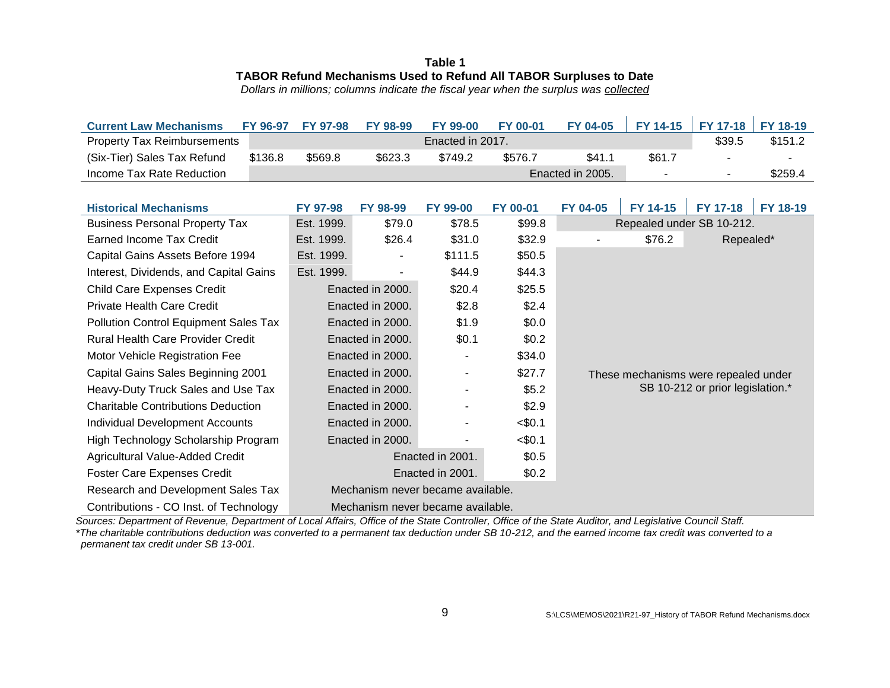**Table 1**
**TABOR Refund Mechanisms Used to Refund All TABOR Surpluses to Date**
*Dollars in millions; columns indicate the fiscal year when the surplus was collected*

| Current Law Mechanisms | FY 96-97 | FY 97-98 | FY 98-99 | FY 99-00 | FY 00-01 | FY 04-05 | FY 14-15 | FY 17-18 | FY 18-19 |
|---|---|---|---|---|---|---|---|---|---|
| Property Tax Reimbursements | | | | Enacted in 2017. | | | | $39.5 | $151.2 |
| (Six-Tier) Sales Tax Refund | $136.8 | $569.8 | $623.3 | $749.2 | $576.7 | $41.1 | $61.7 | - | - |
| Income Tax Rate Reduction | | | | | | Enacted in 2005. | - | - | $259.4 |

| Historical Mechanisms | FY 97-98 | FY 98-99 | FY 99-00 | FY 00-01 | FY 04-05 | FY 14-15 | FY 17-18 | FY 18-19 |
|---|---|---|---|---|---|---|---|---|
| Business Personal Property Tax | Est. 1999. | $79.0 | $78.5 | $99.8 | | Repealed under SB 10-212. | | |
| Earned Income Tax Credit | Est. 1999. | $26.4 | $31.0 | $32.9 | - | $76.2 | Repealed* | |
| Capital Gains Assets Before 1994 | Est. 1999. | - | $111.5 | $50.5 | | | | |
| Interest, Dividends, and Capital Gains | Est. 1999. | - | $44.9 | $44.3 | | | | |
| Child Care Expenses Credit | Enacted in 2000. | | $20.4 | $25.5 | | | | |
| Private Health Care Credit | Enacted in 2000. | | $2.8 | $2.4 | | | | |
| Pollution Control Equipment Sales Tax | Enacted in 2000. | | $1.9 | $0.0 | | | | |
| Rural Health Care Provider Credit | Enacted in 2000. | | $0.1 | $0.2 | | | | |
| Motor Vehicle Registration Fee | Enacted in 2000. | | - | $34.0 | | | | |
| Capital Gains Sales Beginning 2001 | Enacted in 2000. | | - | $27.7 | These mechanisms were repealed under SB 10-212 or prior legislation.* | | | |
| Heavy-Duty Truck Sales and Use Tax | Enacted in 2000. | | - | $5.2 | | | | |
| Charitable Contributions Deduction | Enacted in 2000. | | - | $2.9 | | | | |
| Individual Development Accounts | Enacted in 2000. | | - | <$0.1 | | | | |
| High Technology Scholarship Program | Enacted in 2000. | | - | <$0.1 | | | | |
| Agricultural Value-Added Credit | | Enacted in 2001. | | $0.5 | | | | |
| Foster Care Expenses Credit | | Enacted in 2001. | | $0.2 | | | | |
| Research and Development Sales Tax | Mechanism never became available. | | | | | | | |
| Contributions - CO Inst. of Technology | Mechanism never became available. | | | | | | | |

*Sources: Department of Revenue, Department of Local Affairs, Office of the State Controller, Office of the State Auditor, and Legislative Council Staff.*

**The charitable contributions deduction was converted to a permanent tax deduction under SB 10-212, and the earned income tax credit was converted to a permanent tax credit under SB 13-001.*